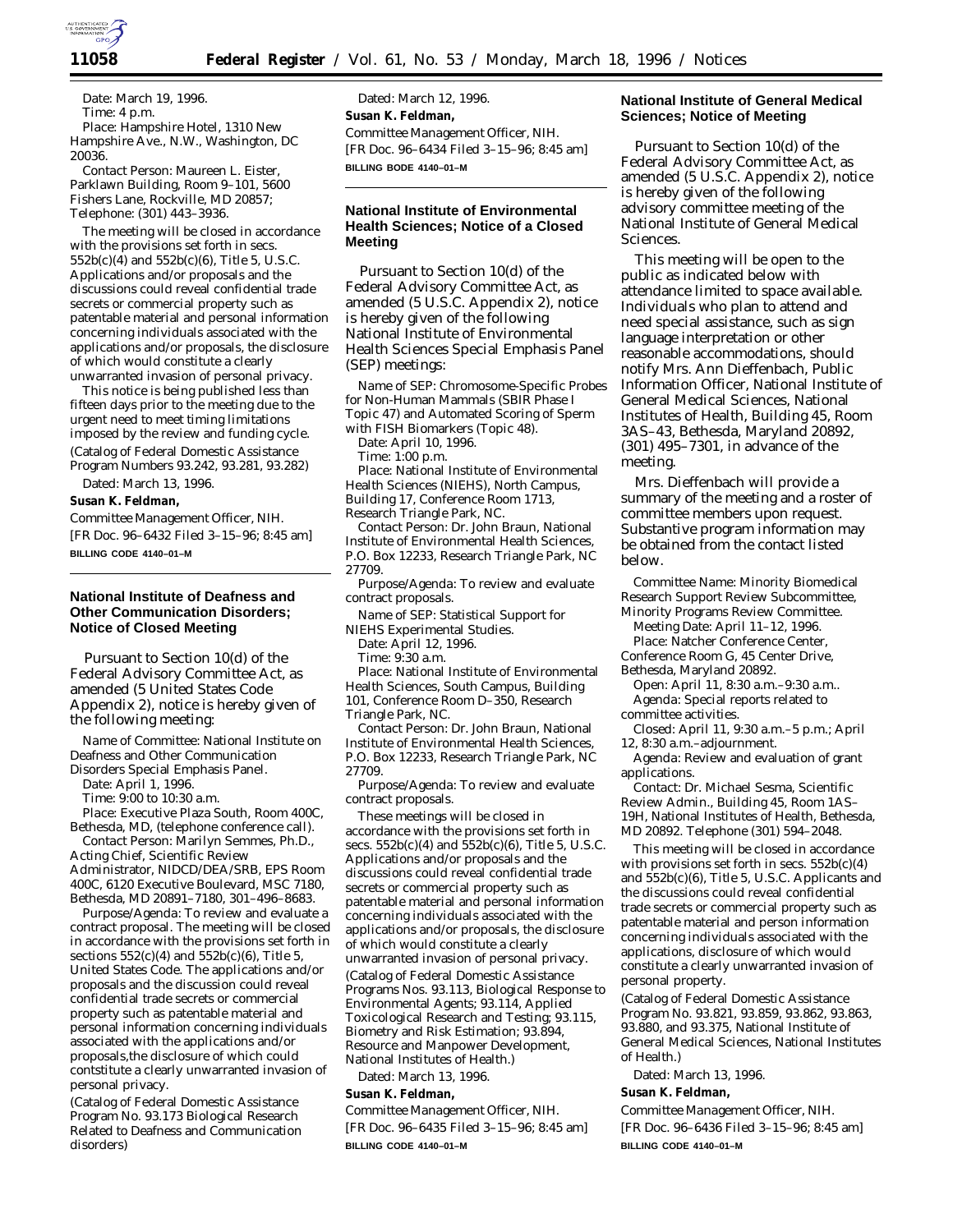Date: March 19, 1996.

Time: 4 p.m.

Place: Hampshire Hotel, 1310 New Hampshire Ave., N.W., Washington, DC 20036.

Contact Person: Maureen L. Eister, Parklawn Building, Room 9–101, 5600 Fishers Lane, Rockville, MD 20857; Telephone: (301) 443–3936.

The meeting will be closed in accordance with the provisions set forth in secs. 552b(c)(4) and 552b(c)(6), Title 5, U.S.C. Applications and/or proposals and the discussions could reveal confidential trade secrets or commercial property such as patentable material and personal information concerning individuals associated with the applications and/or proposals, the disclosure of which would constitute a clearly unwarranted invasion of personal privacy.

This notice is being published less than fifteen days prior to the meeting due to the urgent need to meet timing limitations imposed by the review and funding cycle.

(Catalog of Federal Domestic Assistance Program Numbers 93.242, 93.281, 93.282)

Dated: March 13, 1996.

**Susan K. Feldman,**

*Committee Management Officer, NIH.*

[FR Doc. 96–6432 Filed 3–15–96; 8:45 am]

**BILLING CODE 4140–01–M**

## National Institute of Deafness and Other Communication Disorders; Notice of Closed Meeting

Pursuant to Section 10(d) of the Federal Advisory Committee Act, as amended (5 United States Code Appendix 2), notice is hereby given of the following meeting:

*Name of Committee:* National Institute on Deafness and Other Communication Disorders Special Emphasis Panel.

*Date:* April 1, 1996.

*Time:* 9:00 to 10:30 a.m.

*Place:* Executive Plaza South, Room 400C, Bethesda, MD, (telephone conference call).

*Contact Person:* Marilyn Semmes, Ph.D., Acting Chief, Scientific Review Administrator, NIDCD/DEA/SRB, EPS Room 400C, 6120 Executive Boulevard, MSC 7180, Bethesda, MD 20891–7180, 301–496–8683.

*Purpose/Agenda:* To review and evaluate a contract proposal. The meeting will be closed in accordance with the provisions set forth in sections 552(c)(4) and 552b(c)(6), Title 5, United States Code. The applications and/or proposals and the discussion could reveal confidential trade secrets or commercial property such as patentable material and personal information concerning individuals associated with the applications and/or proposals,the disclosure of which could contstitute a clearly unwarranted invasion of personal privacy.

(Catalog of Federal Domestic Assistance Program No. 93.173 Biological Research Related to Deafness and Communication disorders)

Dated: March 12, 1996.

**Susan K. Feldman,**

*Committee Management Officer, NIH.*

[FR Doc. 96–6434 Filed 3–15–96; 8:45 am]

**BILLING BODE 4140–01–M**

## National Institute of Environmental Health Sciences; Notice of a Closed Meeting

Pursuant to Section 10(d) of the Federal Advisory Committee Act, as amended (5 U.S.C. Appendix 2), notice is hereby given of the following National Institute of Environmental Health Sciences Special Emphasis Panel (SEP) meetings:

*Name of SEP:* Chromosome-Specific Probes for Non-Human Mammals (SBIR Phase I Topic 47) and Automated Scoring of Sperm with FISH Biomarkers (Topic 48).

*Date:* April 10, 1996.

*Time:* 1:00 p.m.

*Place:* National Institute of Environmental Health Sciences (NIEHS), North Campus, Building 17, Conference Room 1713, Research Triangle Park, NC.

*Contact Person:* Dr. John Braun, National Institute of Environmental Health Sciences, P.O. Box 12233, Research Triangle Park, NC 27709.

*Purpose/Agenda:* To review and evaluate contract proposals.

*Name of SEP:* Statistical Support for NIEHS Experimental Studies.

*Date:* April 12, 1996.

*Time:* 9:30 a.m.

*Place:* National Institute of Environmental Health Sciences, South Campus, Building 101, Conference Room D–350, Research Triangle Park, NC.

*Contact Person:* Dr. John Braun, National Institute of Environmental Health Sciences, P.O. Box 12233, Research Triangle Park, NC 27709.

*Purpose/Agenda:* To review and evaluate contract proposals.

These meetings will be closed in accordance with the provisions set forth in secs. 552b(c)(4) and 552b(c)(6), Title 5, U.S.C. Applications and/or proposals and the discussions could reveal confidential trade secrets or commercial property such as patentable material and personal information concerning individuals associated with the applications and/or proposals, the disclosure of which would constitute a clearly unwarranted invasion of personal privacy.

(Catalog of Federal Domestic Assistance Programs Nos. 93.113, Biological Response to Environmental Agents; 93.114, Applied Toxicological Research and Testing; 93.115, Biometry and Risk Estimation; 93.894, Resource and Manpower Development, National Institutes of Health.)

Dated: March 13, 1996.

**Susan K. Feldman,**

*Committee Management Officer, NIH.*

[FR Doc. 96–6435 Filed 3–15–96; 8:45 am]

**BILLING CODE 4140–01–M**

## National Institute of General Medical Sciences; Notice of Meeting

Pursuant to Section 10(d) of the Federal Advisory Committee Act, as amended (5 U.S.C. Appendix 2), notice is hereby given of the following advisory committee meeting of the National Institute of General Medical Sciences.

This meeting will be open to the public as indicated below with attendance limited to space available. Individuals who plan to attend and need special assistance, such as sign language interpretation or other reasonable accommodations, should notify Mrs. Ann Dieffenbach, Public Information Officer, National Institute of General Medical Sciences, National Institutes of Health, Building 45, Room 3AS–43, Bethesda, Maryland 20892, (301) 495–7301, in advance of the meeting.

Mrs. Dieffenbach will provide a summary of the meeting and a roster of committee members upon request. Substantive program information may be obtained from the contact listed below.

*Committee Name:* Minority Biomedical Research Support Review Subcommittee, Minority Programs Review Committee.

*Meeting Date:* April 11–12, 1996.

*Place:* Natcher Conference Center, Conference Room G, 45 Center Drive, Bethesda, Maryland 20892.

*Open:* April 11, 8:30 a.m.–9:30 a.m..

*Agenda:* Special reports related to committee activities.

*Closed:* April 11, 9:30 a.m.–5 p.m.; April 12, 8:30 a.m.–adjournment.

*Agenda:* Review and evaluation of grant applications.

*Contact:* Dr. Michael Sesma, Scientific Review Admin., Building 45, Room 1AS–19H, National Institutes of Health, Bethesda, MD 20892. Telephone (301) 594–2048.

This meeting will be closed in accordance with provisions set forth in secs. 552b(c)(4) and 552b(c)(6), Title 5, U.S.C. Applicants and the discussions could reveal confidential trade secrets or commercial property such as patentable material and person information concerning individuals associated with the applications, disclosure of which would constitute a clearly unwarranted invasion of personal property.

(Catalog of Federal Domestic Assistance Program No. 93.821, 93.859, 93.862, 93.863, 93.880, and 93.375, National Institute of General Medical Sciences, National Institutes of Health.)

Dated: March 13, 1996.

**Susan K. Feldman,**

*Committee Management Officer, NIH.*

[FR Doc. 96–6436 Filed 3–15–96; 8:45 am]

**BILLING CODE 4140–01–M**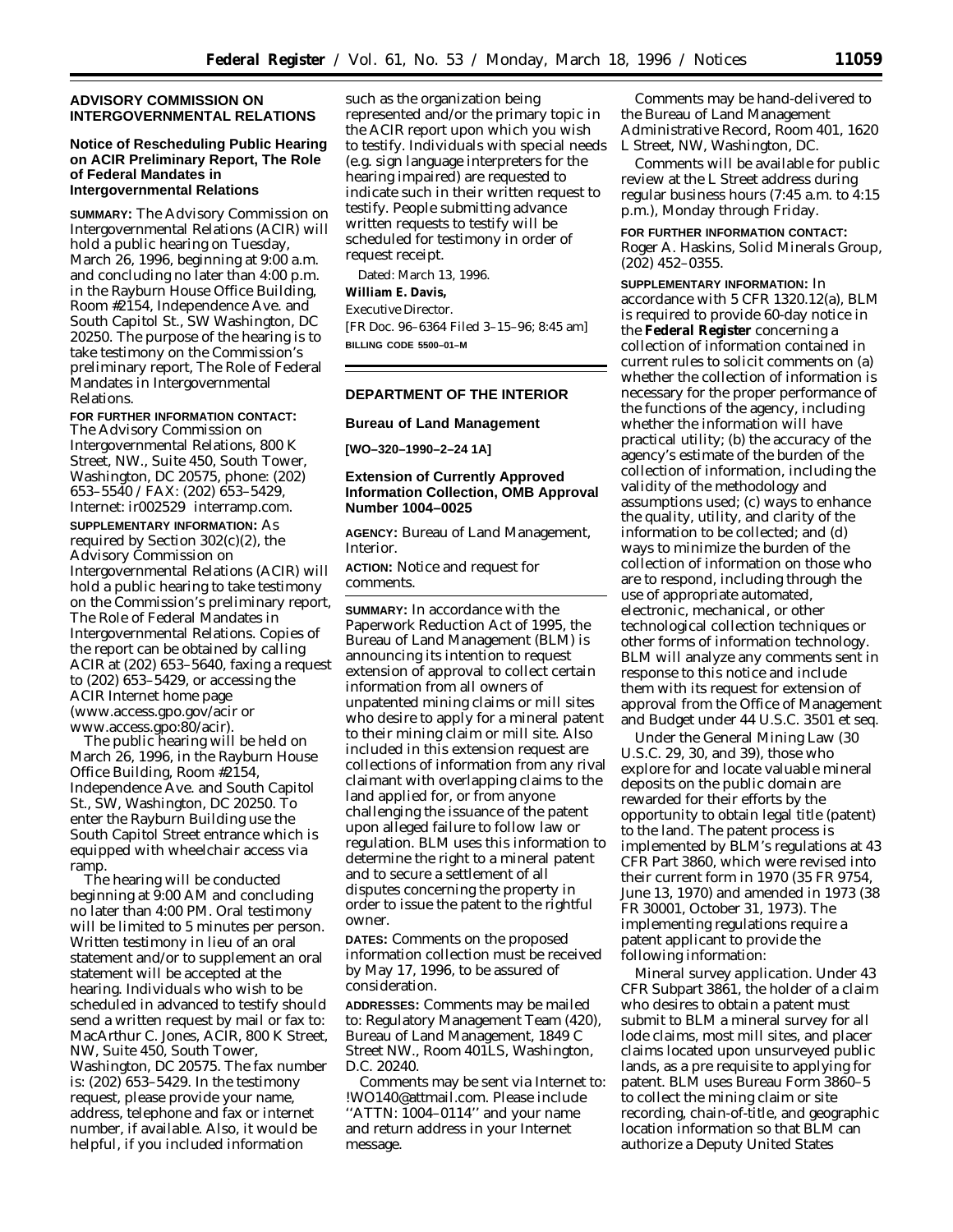## ADVISORY COMMISSION ON INTERGOVERNMENTAL RELATIONS

### Notice of Rescheduling Public Hearing on ACIR Preliminary Report, The Role of Federal Mandates in Intergovernmental Relations

**SUMMARY:** The Advisory Commission on Intergovernmental Relations (ACIR) will hold a public hearing on Tuesday, March 26, 1996, beginning at 9:00 a.m. and concluding no later than 4:00 p.m. in the Rayburn House Office Building, Room #2154, Independence Ave. and South Capitol St., SW Washington, DC 20250. The purpose of the hearing is to take testimony on the Commission's preliminary report, The Role of Federal Mandates in Intergovernmental Relations.

**FOR FURTHER INFORMATION CONTACT:** The Advisory Commission on Intergovernmental Relations, 800 K Street, NW., Suite 450, South Tower, Washington, DC 20575, phone: (202) 653–5540 / FAX: (202) 653–5429, Internet: ir002529 interramp.com.

**SUPPLEMENTARY INFORMATION:** As required by Section 302(c)(2), the Advisory Commission on Intergovernmental Relations (ACIR) will hold a public hearing to take testimony on the Commission's preliminary report, The Role of Federal Mandates in Intergovernmental Relations. Copies of the report can be obtained by calling ACIR at (202) 653–5640, faxing a request to (202) 653–5429, or accessing the ACIR Internet home page (www.access.gpo.gov/acir or www.access.gpo:80/acir).

The public hearing will be held on March 26, 1996, in the Rayburn House Office Building, Room #2154, Independence Ave. and South Capitol St., SW Washington, DC 20250. To enter the Rayburn Building use the South Capitol Street entrance which is equipped with wheelchair access via ramp.

The hearing will be conducted beginning at 9:00 AM and concluding no later than 4:00 PM. Oral testimony will be limited to 5 minutes per person. Written testimony in lieu of an oral statement and/or to supplement an oral statement will be accepted at the hearing. Individuals who wish to be scheduled in advanced to testify should send a written request by mail or fax to: MacArthur C. Jones, ACIR, 800 K Street, NW, Suite 450, South Tower, Washington, DC 20575. The fax number is: (202) 653–5429. In the testimony request, please provide your name, address, telephone and fax or internet number, if available. Also, it would be helpful, if you included information such as the organization being represented and/or the primary topic in the ACIR report upon which you wish to testify. Individuals with special needs (e.g. sign language interpreters for the hearing impaired) are requested to indicate such in their written request to testify. People submitting advance written requests to testify will be scheduled for testimony in order of request receipt.

Dated: March 13, 1996.

**William E. Davis,**

*Executive Director.*

[FR Doc. 96–6364 Filed 3–15–96; 8:45 am]

**BILLING CODE 5500–01–M**

## DEPARTMENT OF THE INTERIOR

### Bureau of Land Management

**[WO–320–1990–2–24 1A]**

### Extension of Currently Approved Information Collection, OMB Approval Number 1004–0025

**AGENCY:** Bureau of Land Management, Interior.

**ACTION:** Notice and request for comments.

**SUMMARY:** In accordance with the Paperwork Reduction Act of 1995, the Bureau of Land Management (BLM) is announcing its intention to request extension of approval to collect certain information from all owners of unpatented mining claims or mill sites who desire to apply for a mineral patent to their mining claim or mill site. Also included in this extension request are collections of information from any rival claimant with overlapping claims to the land applied for, or from anyone challenging the issuance of the patent upon alleged failure to follow law or regulation. BLM uses this information to determine the right to a mineral patent and to secure a settlement of all disputes concerning the property in order to issue the patent to the rightful owner.

**DATES:** Comments on the proposed information collection must be received by May 17, 1996, to be assured of consideration.

**ADDRESSES:** Comments may be mailed to: Regulatory Management Team (420), Bureau of Land Management, 1849 C Street NW., Room 401LS, Washington, D.C. 20240.

Comments may be sent via Internet to: !WO140@attmail.com. Please include ''ATTN: 1004–0114'' and your name and return address in your Internet message.

Comments may be hand-delivered to the Bureau of Land Management Administrative Record, Room 401, 1620 L Street, NW, Washington, DC.

Comments will be available for public review at the L Street address during regular business hours (7:45 a.m. to 4:15 p.m.), Monday through Friday.

**FOR FURTHER INFORMATION CONTACT:** Roger A. Haskins, Solid Minerals Group, (202) 452–0355.

**SUPPLEMENTARY INFORMATION:** In accordance with 5 CFR 1320.12(a), BLM is required to provide 60-day notice in the **Federal Register** concerning a collection of information contained in current rules to solicit comments on (a) whether the collection of information is necessary for the proper performance of the functions of the agency, including whether the information will have practical utility; (b) the accuracy of the agency's estimate of the burden of the collection of information, including the validity of the methodology and assumptions used; (c) ways to enhance the quality, utility, and clarity of the information to be collected; and (d) ways to minimize the burden of the collection of information on those who are to respond, including through the use of appropriate automated, electronic, mechanical, or other technological collection techniques or other forms of information technology. BLM will analyze any comments sent in response to this notice and include them with its request for extension of approval from the Office of Management and Budget under 44 U.S.C. 3501 et seq.

Under the General Mining Law (30 U.S.C. 29, 30, and 39), those who explore for and locate valuable mineral deposits on the public domain are rewarded for their efforts by the opportunity to obtain legal title (patent) to the land. The patent process is implemented by BLM's regulations at 43 CFR Part 3860, which were revised into their current form in 1970 (35 FR 9754, June 13, 1970) and amended in 1973 (38 FR 30001, October 31, 1973). The implementing regulations require a patent applicant to provide the following information:

Mineral survey application. Under 43 CFR Subpart 3861, the holder of a claim who desires to obtain a patent must submit to BLM a mineral survey for all lode claims, most mill sites, and placer claims located upon unsurveyed public lands, as a pre requisite to applying for patent. BLM uses Bureau Form 3860–5 to collect the mining claim or site recording, chain-of-title, and geographic location information so that BLM can authorize a Deputy United States